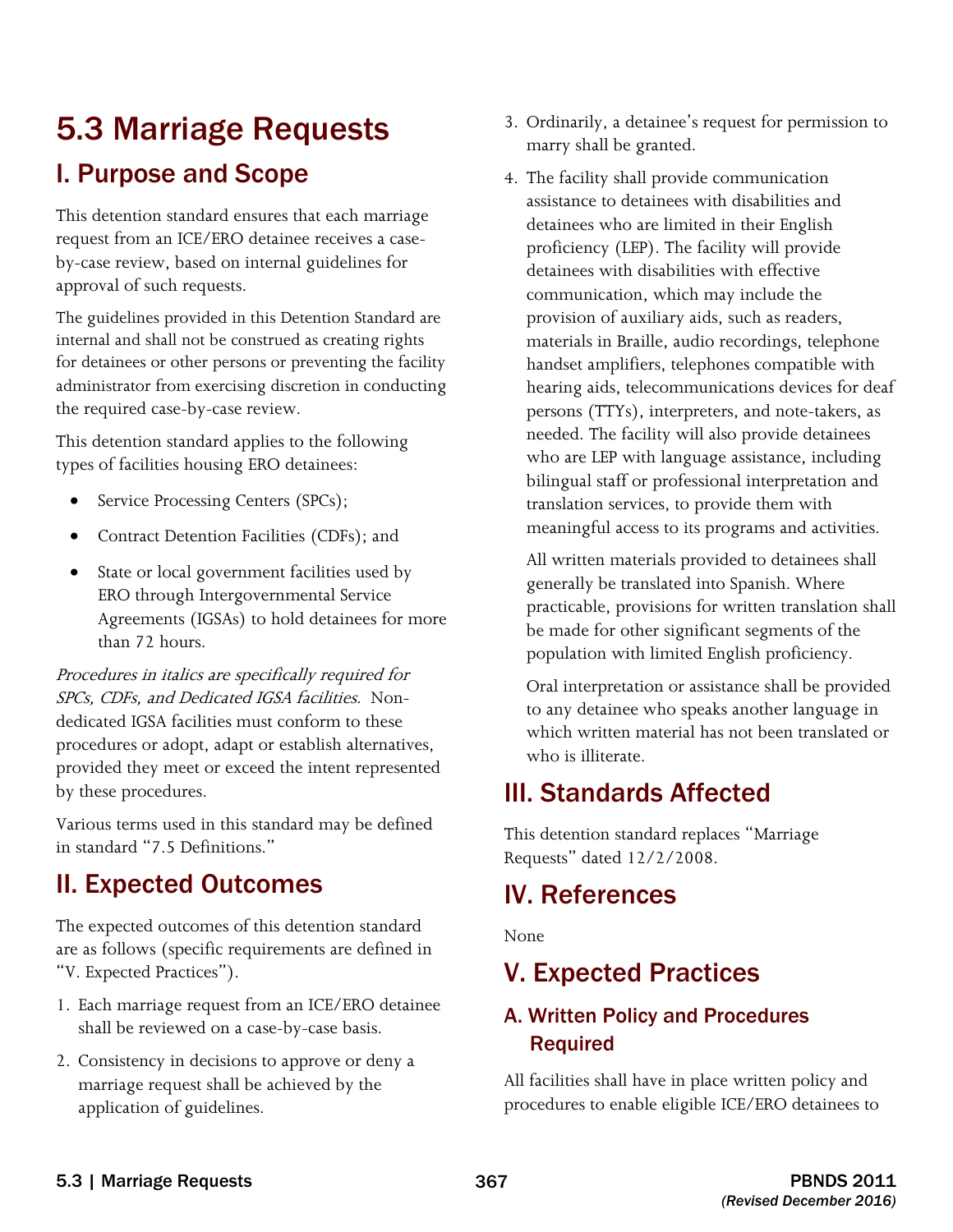# 5.3 Marriage Requests

## I. Purpose and Scope

This detention standard ensures that each marriage request from an ICE/ERO detainee receives a case-by-case review, based on internal guidelines for approval of such requests.

The guidelines provided in this Detention Standard are internal and shall not be construed as creating rights for detainees or other persons or preventing the facility administrator from exercising discretion in conducting the required case-by-case review.

This detention standard applies to the following types of facilities housing ERO detainees:

- Service Processing Centers (SPCs);
- Contract Detention Facilities (CDFs); and
- State or local government facilities used by ERO through Intergovernmental Service Agreements (IGSAs) to hold detainees for more than 72 hours.

*Procedures in italics are specifically required for SPCs, CDFs, and Dedicated IGSA facilities.* Non-dedicated IGSA facilities must conform to these procedures or adopt, adapt or establish alternatives, provided they meet or exceed the intent represented by these procedures.

Various terms used in this standard may be defined in standard "7.5 Definitions."

## II. Expected Outcomes

The expected outcomes of this detention standard are as follows (specific requirements are defined in "V. Expected Practices").

1. Each marriage request from an ICE/ERO detainee shall be reviewed on a case-by-case basis.
2. Consistency in decisions to approve or deny a marriage request shall be achieved by the application of guidelines.
3. Ordinarily, a detainee's request for permission to marry shall be granted.
4. The facility shall provide communication assistance to detainees with disabilities and detainees who are limited in their English proficiency (LEP). The facility will provide detainees with disabilities with effective communication, which may include the provision of auxiliary aids, such as readers, materials in Braille, audio recordings, telephone handset amplifiers, telephones compatible with hearing aids, telecommunications devices for deaf persons (TTYs), interpreters, and note-takers, as needed. The facility will also provide detainees who are LEP with language assistance, including bilingual staff or professional interpretation and translation services, to provide them with meaningful access to its programs and activities.

   All written materials provided to detainees shall generally be translated into Spanish. Where practicable, provisions for written translation shall be made for other significant segments of the population with limited English proficiency.

   Oral interpretation or assistance shall be provided to any detainee who speaks another language in which written material has not been translated or who is illiterate.

## III. Standards Affected

This detention standard replaces "Marriage Requests" dated 12/2/2008.

## IV. References

None

## V. Expected Practices

### A. Written Policy and Procedures Required

All facilities shall have in place written policy and procedures to enable eligible ICE/ERO detainees to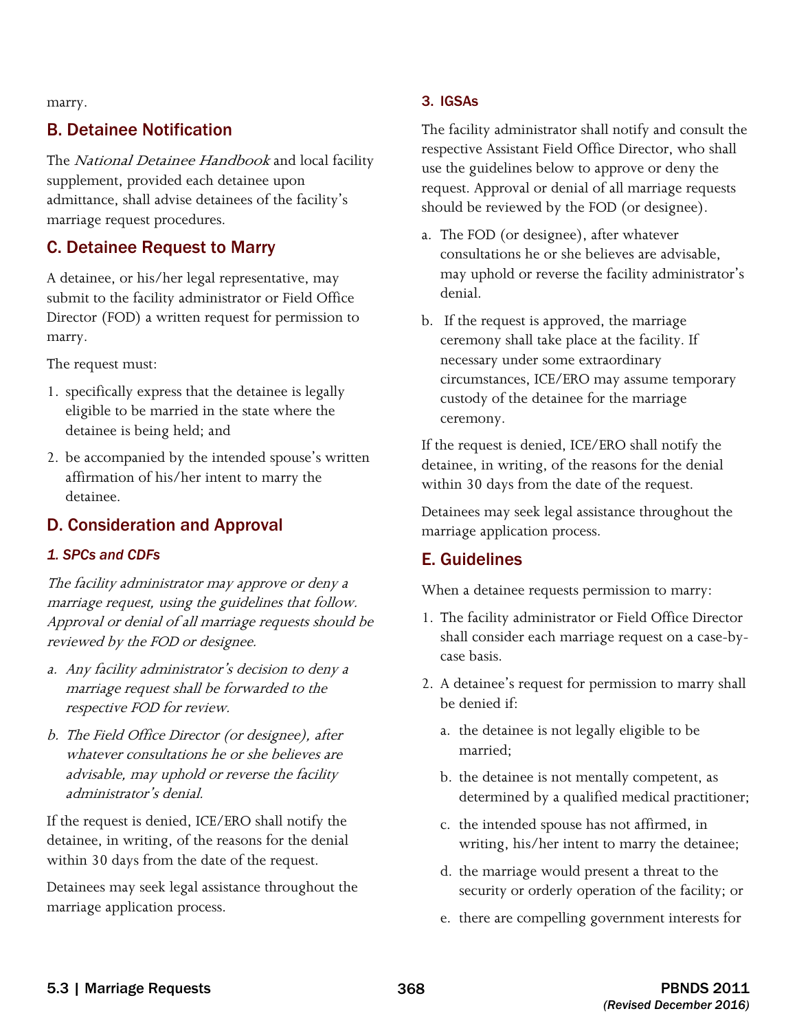marry.

## B. Detainee Notification

The *National Detainee Handbook* and local facility supplement, provided each detainee upon admittance, shall advise detainees of the facility's marriage request procedures.

## C. Detainee Request to Marry

A detainee, or his/her legal representative, may submit to the facility administrator or Field Office Director (FOD) a written request for permission to marry.

The request must:

1. specifically express that the detainee is legally eligible to be married in the state where the detainee is being held; and
2. be accompanied by the intended spouse's written affirmation of his/her intent to marry the detainee.

## D. Consideration and Approval

### *1. SPCs and CDFs*

*The facility administrator may approve or deny a marriage request, using the guidelines that follow. Approval or denial of all marriage requests should be reviewed by the FOD or designee.*

*a. Any facility administrator's decision to deny a marriage request shall be forwarded to the respective FOD for review.*

*b. The Field Office Director (or designee), after whatever consultations he or she believes are advisable, may uphold or reverse the facility administrator's denial.*

If the request is denied, ICE/ERO shall notify the detainee, in writing, of the reasons for the denial within 30 days from the date of the request.

Detainees may seek legal assistance throughout the marriage application process.

### 3. IGSAs

The facility administrator shall notify and consult the respective Assistant Field Office Director, who shall use the guidelines below to approve or deny the request. Approval or denial of all marriage requests should be reviewed by the FOD (or designee).

a. The FOD (or designee), after whatever consultations he or she believes are advisable, may uphold or reverse the facility administrator's denial.

b. If the request is approved, the marriage ceremony shall take place at the facility. If necessary under some extraordinary circumstances, ICE/ERO may assume temporary custody of the detainee for the marriage ceremony.

If the request is denied, ICE/ERO shall notify the detainee, in writing, of the reasons for the denial within 30 days from the date of the request.

Detainees may seek legal assistance throughout the marriage application process.

## E. Guidelines

When a detainee requests permission to marry:

1. The facility administrator or Field Office Director shall consider each marriage request on a case-by-case basis.
2. A detainee's request for permission to marry shall be denied if:
   a. the detainee is not legally eligible to be married;
   b. the detainee is not mentally competent, as determined by a qualified medical practitioner;
   c. the intended spouse has not affirmed, in writing, his/her intent to marry the detainee;
   d. the marriage would present a threat to the security or orderly operation of the facility; or
   e. there are compelling government interests for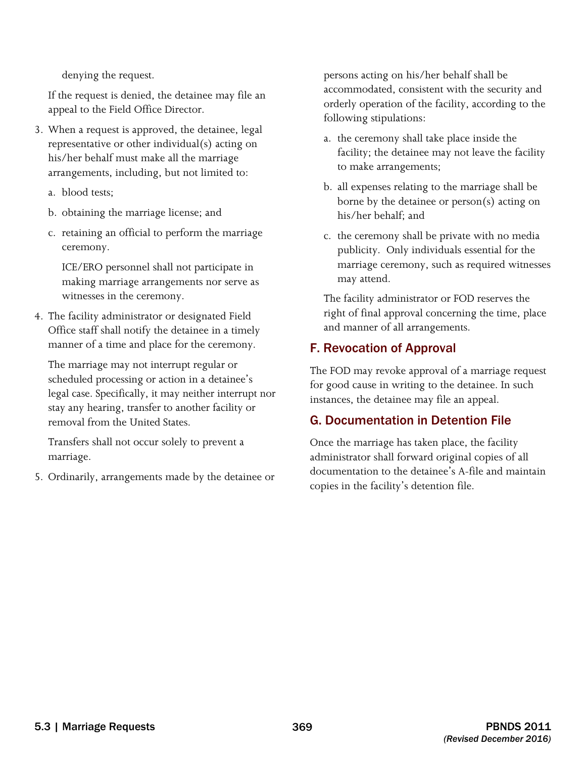denying the request.

If the request is denied, the detainee may file an appeal to the Field Office Director.

3. When a request is approved, the detainee, legal representative or other individual(s) acting on his/her behalf must make all the marriage arrangements, including, but not limited to:

   a. blood tests;

   b. obtaining the marriage license; and

   c. retaining an official to perform the marriage ceremony.

   ICE/ERO personnel shall not participate in making marriage arrangements nor serve as witnesses in the ceremony.

4. The facility administrator or designated Field Office staff shall notify the detainee in a timely manner of a time and place for the ceremony.

   The marriage may not interrupt regular or scheduled processing or action in a detainee's legal case. Specifically, it may neither interrupt nor stay any hearing, transfer to another facility or removal from the United States.

   Transfers shall not occur solely to prevent a marriage.

5. Ordinarily, arrangements made by the detainee or persons acting on his/her behalf shall be accommodated, consistent with the security and orderly operation of the facility, according to the following stipulations:

   a. the ceremony shall take place inside the facility; the detainee may not leave the facility to make arrangements;

   b. all expenses relating to the marriage shall be borne by the detainee or person(s) acting on his/her behalf; and

   c. the ceremony shall be private with no media publicity. Only individuals essential for the marriage ceremony, such as required witnesses may attend.

   The facility administrator or FOD reserves the right of final approval concerning the time, place and manner of all arrangements.

## F. Revocation of Approval

The FOD may revoke approval of a marriage request for good cause in writing to the detainee. In such instances, the detainee may file an appeal.

## G. Documentation in Detention File

Once the marriage has taken place, the facility administrator shall forward original copies of all documentation to the detainee's A-file and maintain copies in the facility's detention file.